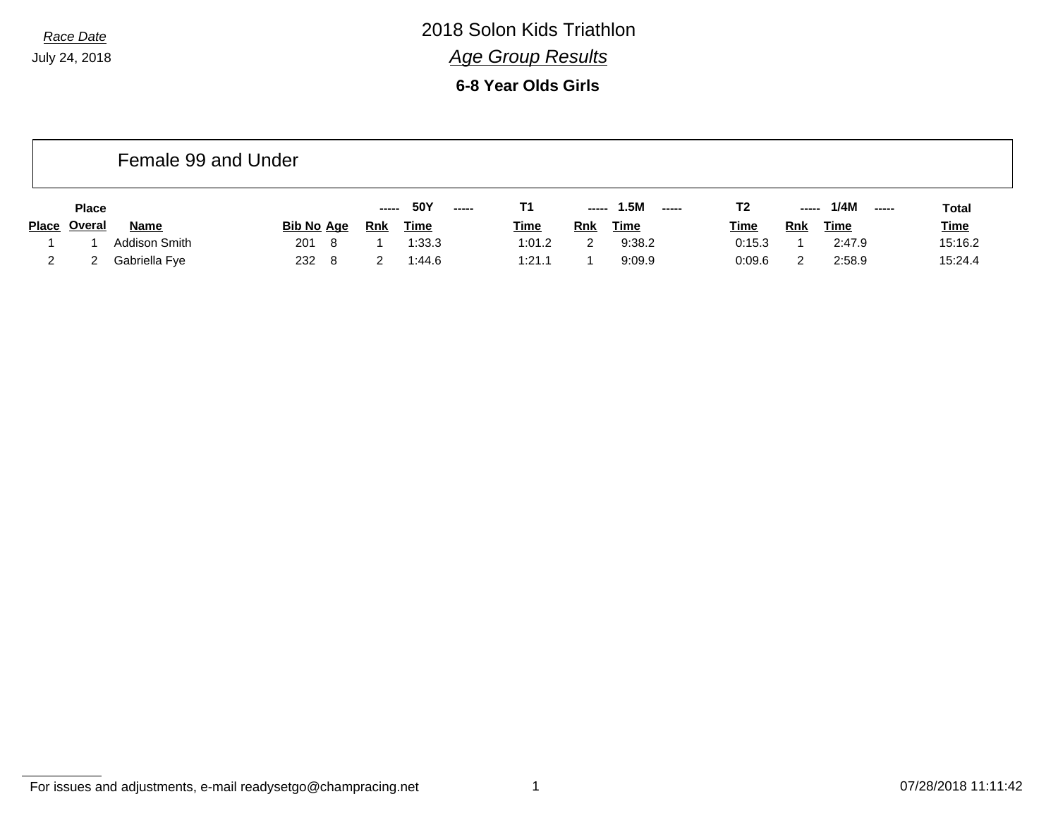*Race Date*

July 24, 2018

# 2018 Solon Kids Triathlon

## *Age Group Results*

### 6-8 Year Olds Girls

Female 99 and Under

| Place | Place Overal | Name | Bib No | Age | 50Y Rnk | 50Y Time | T1 Time | 1.5M Rnk | 1.5M Time | T2 Time | 1/4M Rnk | 1/4M Time | Total Time |
|---|---|---|---|---|---|---|---|---|---|---|---|---|---|
| 1 | 1 | Addison Smith | 201 | 8 | 1 | 1:33.3 | 1:01.2 | 2 | 9:38.2 | 0:15.3 | 1 | 2:47.9 | 15:16.2 |
| 2 | 2 | Gabriella Fye | 232 | 8 | 2 | 1:44.6 | 1:21.1 | 1 | 9:09.9 | 0:09.6 | 2 | 2:58.9 | 15:24.4 |

For issues and adjustments, e-mail readysetgo@champracing.net

07/28/2018 11:11:42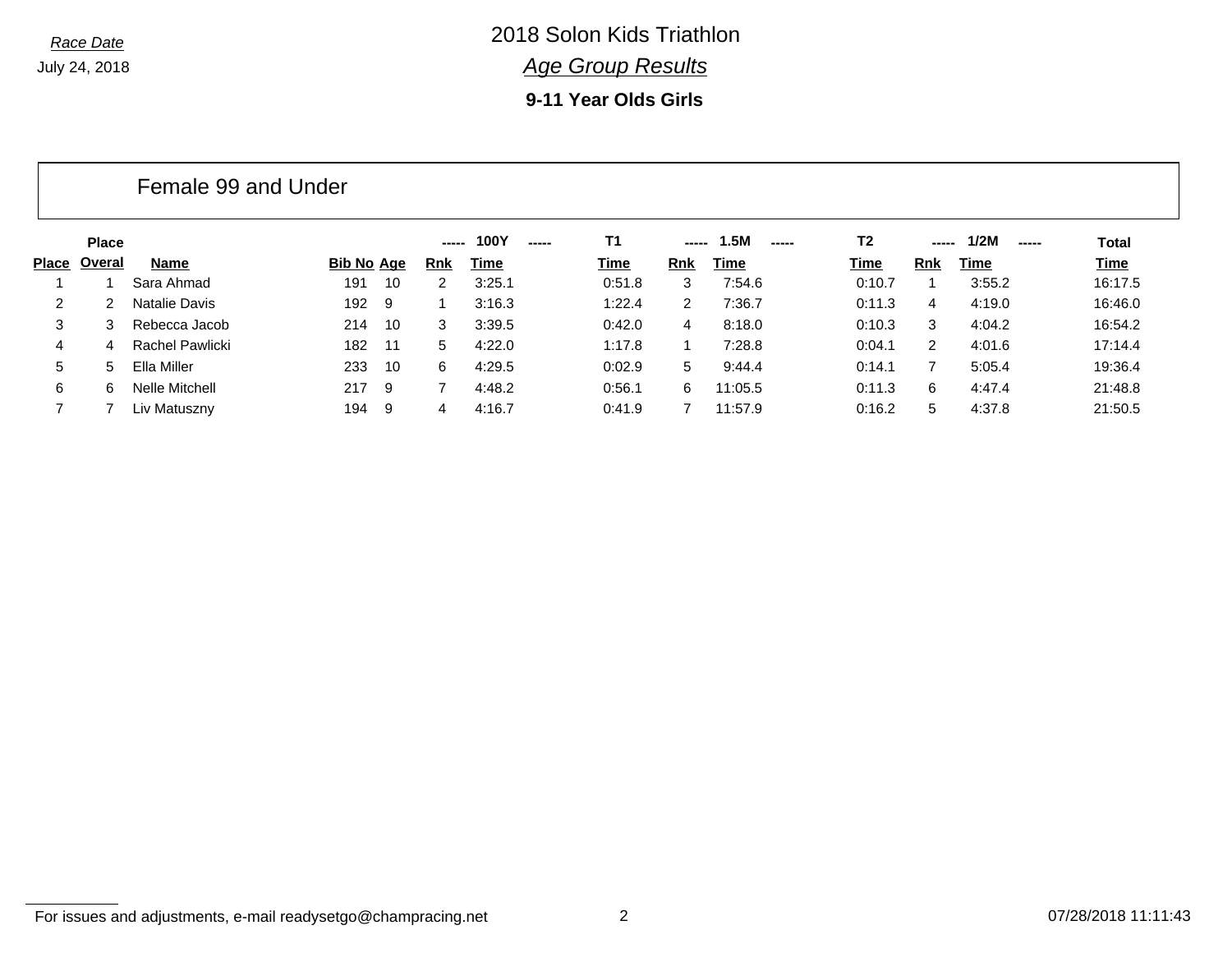*Race Date*

July 24, 2018

# 2018 Solon Kids Triathlon

## *Age Group Results*

### 9-11 Year Olds Girls

## Female 99 and Under

| Place | Place Overal | Name | Bib No | Age | 100Y Rnk | 100Y Time | T1 Time | 1.5M Rnk | 1.5M Time | T2 Time | 1/2M Rnk | 1/2M Time | Total Time |
|---|---|---|---|---|---|---|---|---|---|---|---|---|---|
| 1 | 1 | Sara Ahmad | 191 | 10 | 2 | 3:25.1 | 0:51.8 | 3 | 7:54.6 | 0:10.7 | 1 | 3:55.2 | 16:17.5 |
| 2 | 2 | Natalie Davis | 192 | 9 | 1 | 3:16.3 | 1:22.4 | 2 | 7:36.7 | 0:11.3 | 4 | 4:19.0 | 16:46.0 |
| 3 | 3 | Rebecca Jacob | 214 | 10 | 3 | 3:39.5 | 0:42.0 | 4 | 8:18.0 | 0:10.3 | 3 | 4:04.2 | 16:54.2 |
| 4 | 4 | Rachel Pawlicki | 182 | 11 | 5 | 4:22.0 | 1:17.8 | 1 | 7:28.8 | 0:04.1 | 2 | 4:01.6 | 17:14.4 |
| 5 | 5 | Ella Miller | 233 | 10 | 6 | 4:29.5 | 0:02.9 | 5 | 9:44.4 | 0:14.1 | 7 | 5:05.4 | 19:36.4 |
| 6 | 6 | Nelle Mitchell | 217 | 9 | 7 | 4:48.2 | 0:56.1 | 6 | 11:05.5 | 0:11.3 | 6 | 4:47.4 | 21:48.8 |
| 7 | 7 | Liv Matuszny | 194 | 9 | 4 | 4:16.7 | 0:41.9 | 7 | 11:57.9 | 0:16.2 | 5 | 4:37.8 | 21:50.5 |

For issues and adjustments, e-mail readysetgo@champracing.net

07/28/2018 11:11:43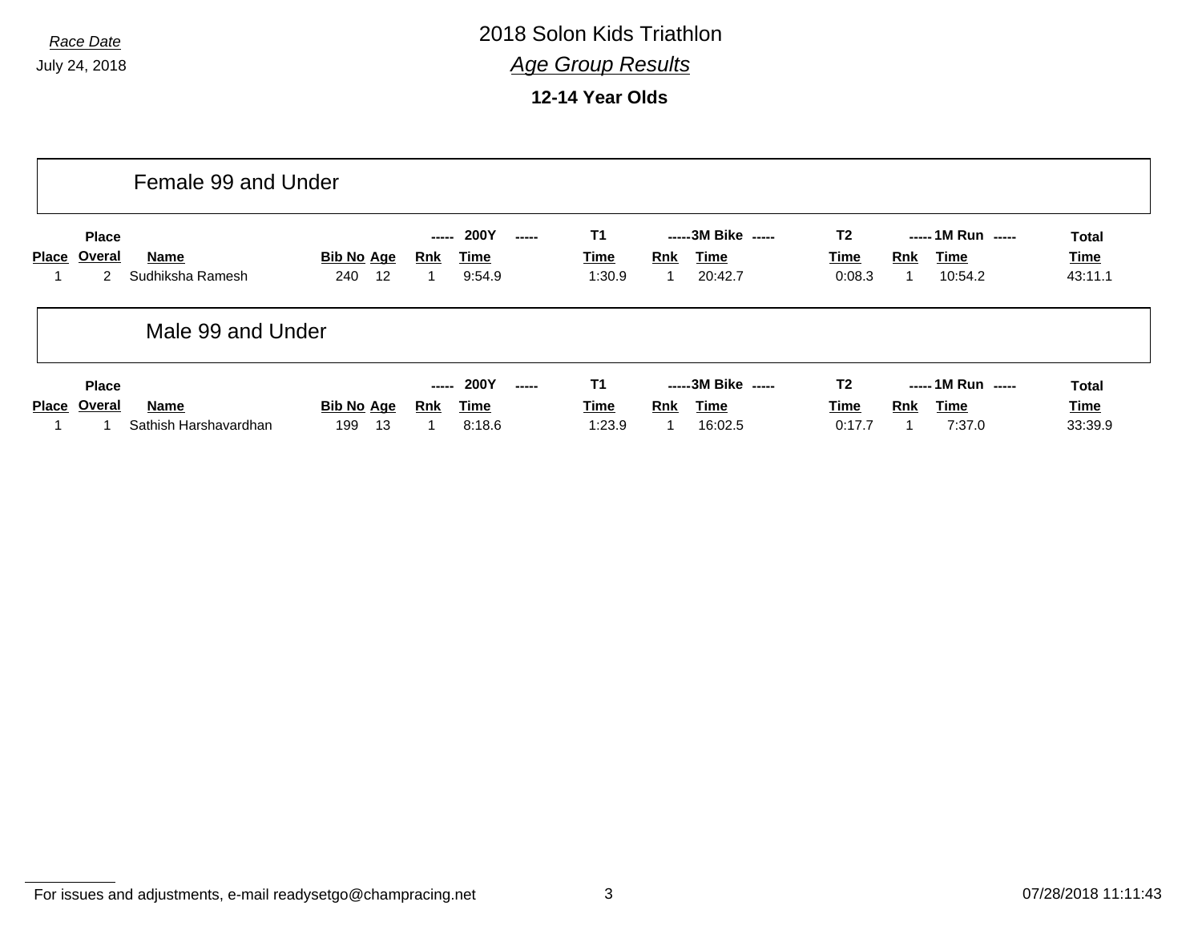*Race Date*

July 24, 2018

# 2018 Solon Kids Triathlon

## *Age Group Results*

### 12-14 Year Olds

## Female 99 and Under

| Place | Place Overal | Name | Bib No | Age | 200Y Rnk | 200Y Time | T1 Time | 3M Bike Rnk | 3M Bike Time | T2 Time | 1M Run Rnk | 1M Run Time | Total Time |
|---|---|---|---|---|---|---|---|---|---|---|---|---|---|
| 1 | 2 | Sudhiksha Ramesh | 240 | 12 | 1 | 9:54.9 | 1:30.9 | 1 | 20:42.7 | 0:08.3 | 1 | 10:54.2 | 43:11.1 |

## Male 99 and Under

| Place | Place Overal | Name | Bib No | Age | 200Y Rnk | 200Y Time | T1 Time | 3M Bike Rnk | 3M Bike Time | T2 Time | 1M Run Rnk | 1M Run Time | Total Time |
|---|---|---|---|---|---|---|---|---|---|---|---|---|---|
| 1 | 1 | Sathish Harshavardhan | 199 | 13 | 1 | 8:18.6 | 1:23.9 | 1 | 16:02.5 | 0:17.7 | 1 | 7:37.0 | 33:39.9 |

For issues and adjustments, e-mail readysetgo@champracing.net

07/28/2018 11:11:43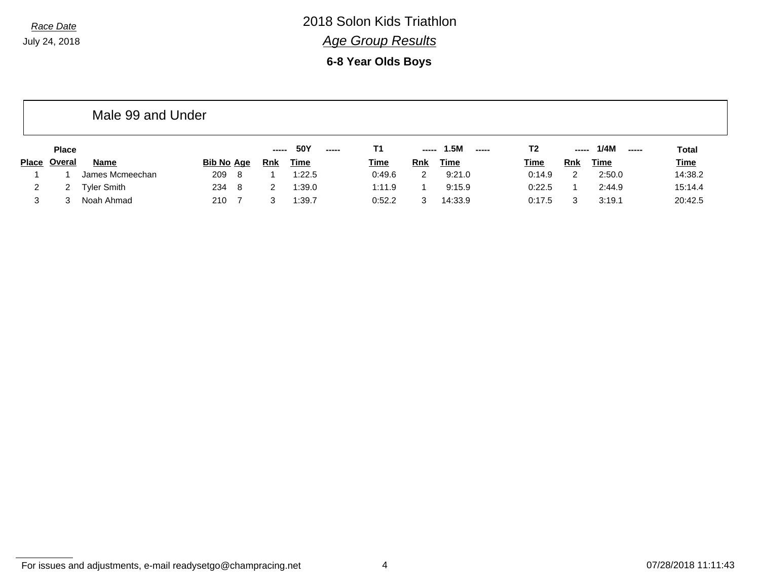Race Date

July 24, 2018

# 2018 Solon Kids Triathlon

## *Age Group Results*

### 6-8 Year Olds Boys

Male 99 and Under

| Place | Place Overal | Name | Bib No | Age | 50Y Rnk | 50Y Time | T1 Time | 1.5M Rnk | 1.5M Time | T2 Time | 1/4M Rnk | 1/4M Time | Total Time |
|---|---|---|---|---|---|---|---|---|---|---|---|---|---|
| 1 | 1 | James Mcmeechan | 209 | 8 | 1 | 1:22.5 | 0:49.6 | 2 | 9:21.0 | 0:14.9 | 2 | 2:50.0 | 14:38.2 |
| 2 | 2 | Tyler Smith | 234 | 8 | 2 | 1:39.0 | 1:11.9 | 1 | 9:15.9 | 0:22.5 | 1 | 2:44.9 | 15:14.4 |
| 3 | 3 | Noah Ahmad | 210 | 7 | 3 | 1:39.7 | 0:52.2 | 3 | 14:33.9 | 0:17.5 | 3 | 3:19.1 | 20:42.5 |

For issues and adjustments, e-mail readysetgo@champracing.net

07/28/2018 11:11:43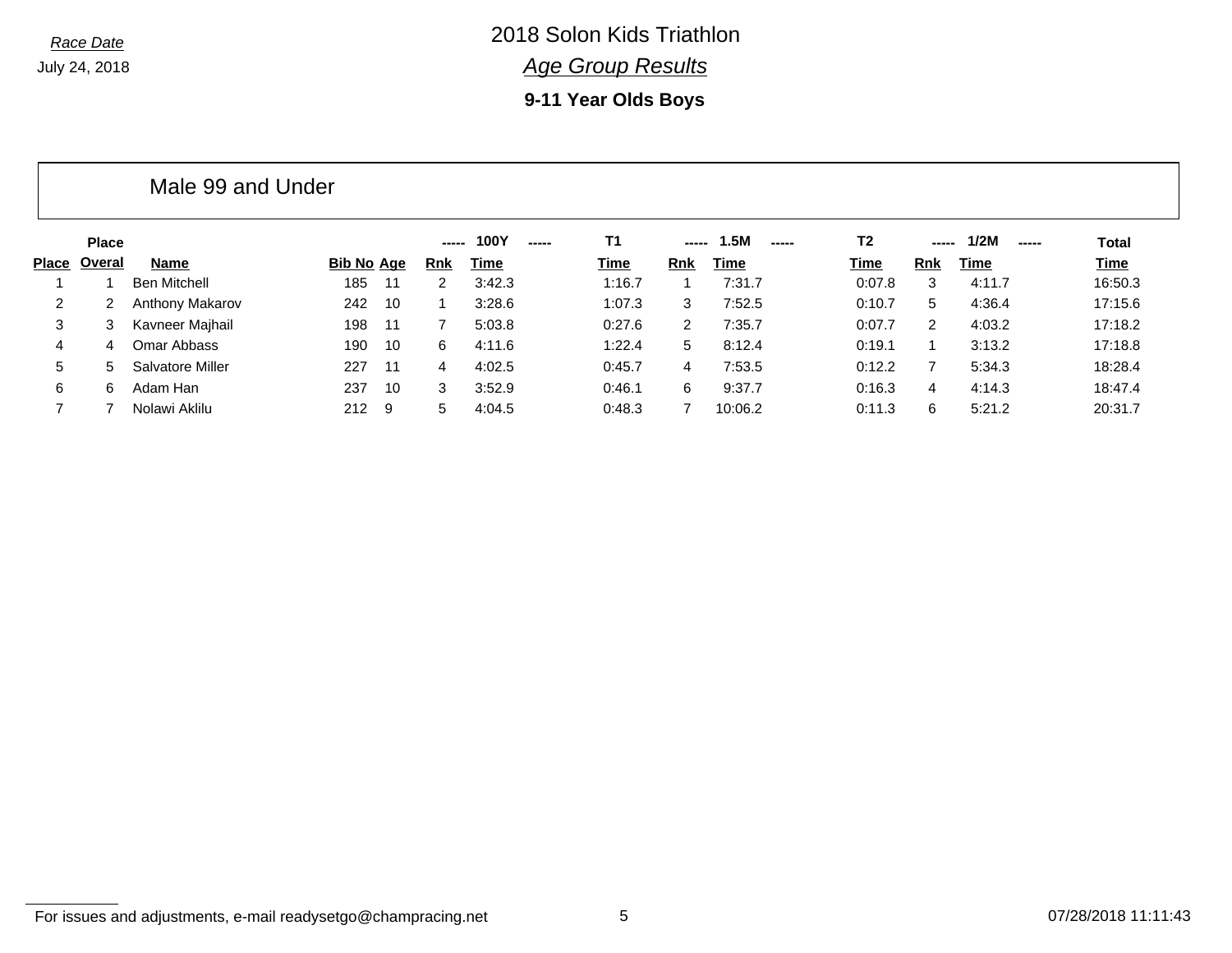Race Date

July 24, 2018

# 2018 Solon Kids Triathlon

## *Age Group Results*

### 9-11 Year Olds Boys

Male 99 and Under

| | Place | | | | ----- | 100Y ----- | T1 | ----- | 1.5M ----- | T2 | ----- | 1/2M ----- | Total |
|---|---|---|---|---|---|---|---|---|---|---|---|---|---|
| Place | Overal | Name | Bib No | Age | Rnk | Time | Time | Rnk | Time | Time | Rnk | Time | Time |
| 1 | 1 | Ben Mitchell | 185 | 11 | 2 | 3:42.3 | 1:16.7 | 1 | 7:31.7 | 0:07.8 | 3 | 4:11.7 | 16:50.3 |
| 2 | 2 | Anthony Makarov | 242 | 10 | 1 | 3:28.6 | 1:07.3 | 3 | 7:52.5 | 0:10.7 | 5 | 4:36.4 | 17:15.6 |
| 3 | 3 | Kavneer Majhail | 198 | 11 | 7 | 5:03.8 | 0:27.6 | 2 | 7:35.7 | 0:07.7 | 2 | 4:03.2 | 17:18.2 |
| 4 | 4 | Omar Abbass | 190 | 10 | 6 | 4:11.6 | 1:22.4 | 5 | 8:12.4 | 0:19.1 | 1 | 3:13.2 | 17:18.8 |
| 5 | 5 | Salvatore Miller | 227 | 11 | 4 | 4:02.5 | 0:45.7 | 4 | 7:53.5 | 0:12.2 | 7 | 5:34.3 | 18:28.4 |
| 6 | 6 | Adam Han | 237 | 10 | 3 | 3:52.9 | 0:46.1 | 6 | 9:37.7 | 0:16.3 | 4 | 4:14.3 | 18:47.4 |
| 7 | 7 | Nolawi Aklilu | 212 | 9 | 5 | 4:04.5 | 0:48.3 | 7 | 10:06.2 | 0:11.3 | 6 | 5:21.2 | 20:31.7 |

For issues and adjustments, e-mail readysetgo@champracing.net

07/28/2018 11:11:43